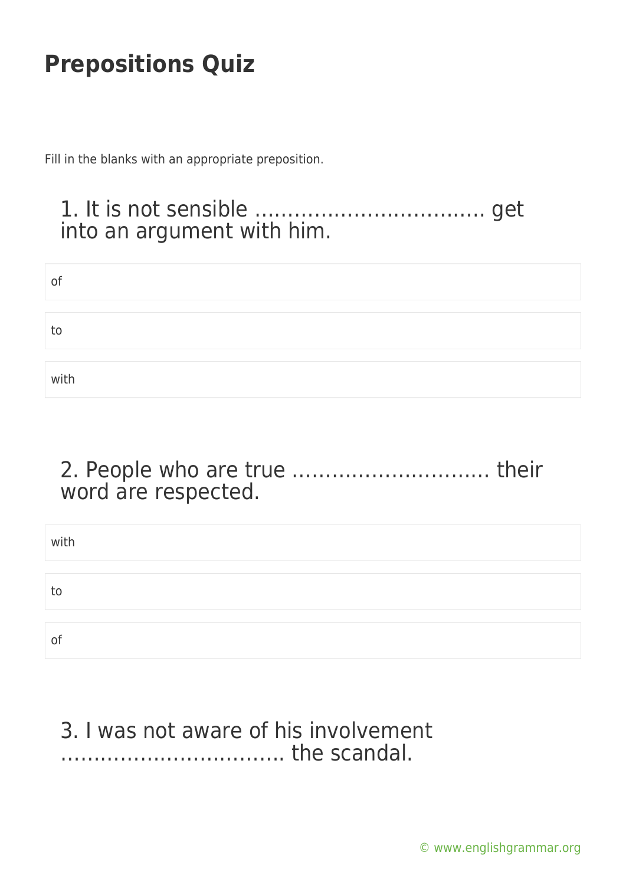# Prepositions Quiz

Fill in the blanks with an appropriate preposition.

## 1. It is not sensible ……………………………… get into an argument with him.

- of
- to
- with

## 2. People who are true ………………………… their word are respected.

- with
- to
- of

## 3. I was not aware of his involvement …………………………… the scandal.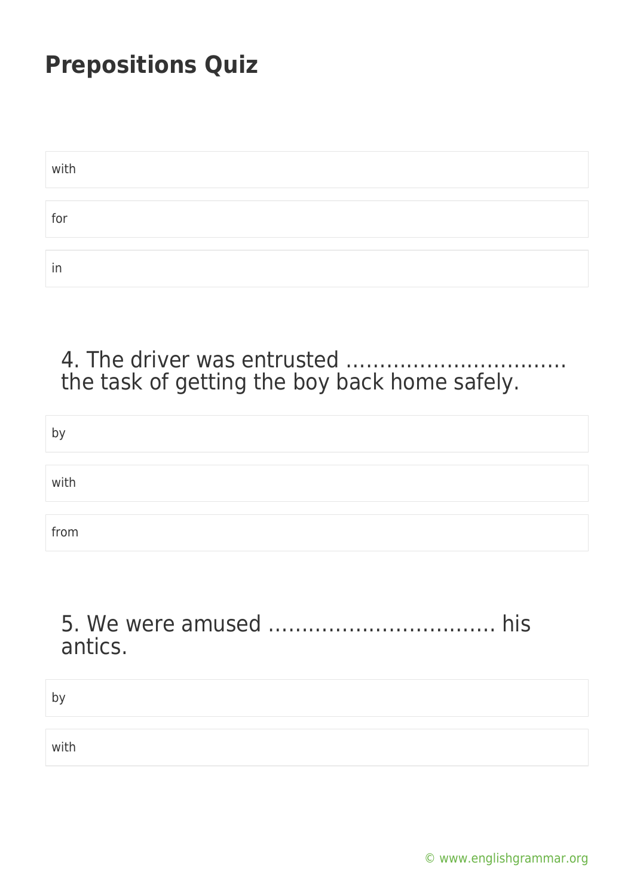## Prepositions Quiz

with

for

in

4. The driver was entrusted …………………………… the task of getting the boy back home safely.

by

with

from

5. We were amused …………………………… his antics.

by

with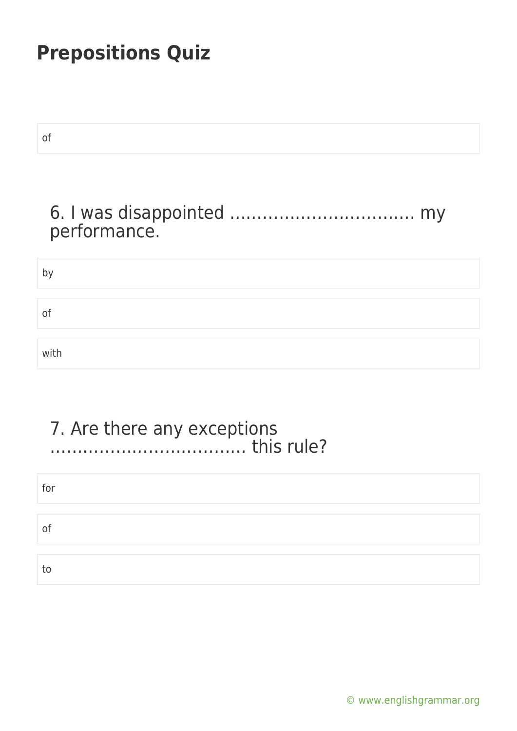# Prepositions Quiz

of

6. I was disappointed ................................ my performance.

by

of

with

7. Are there any exceptions ................................ this rule?

for

of

to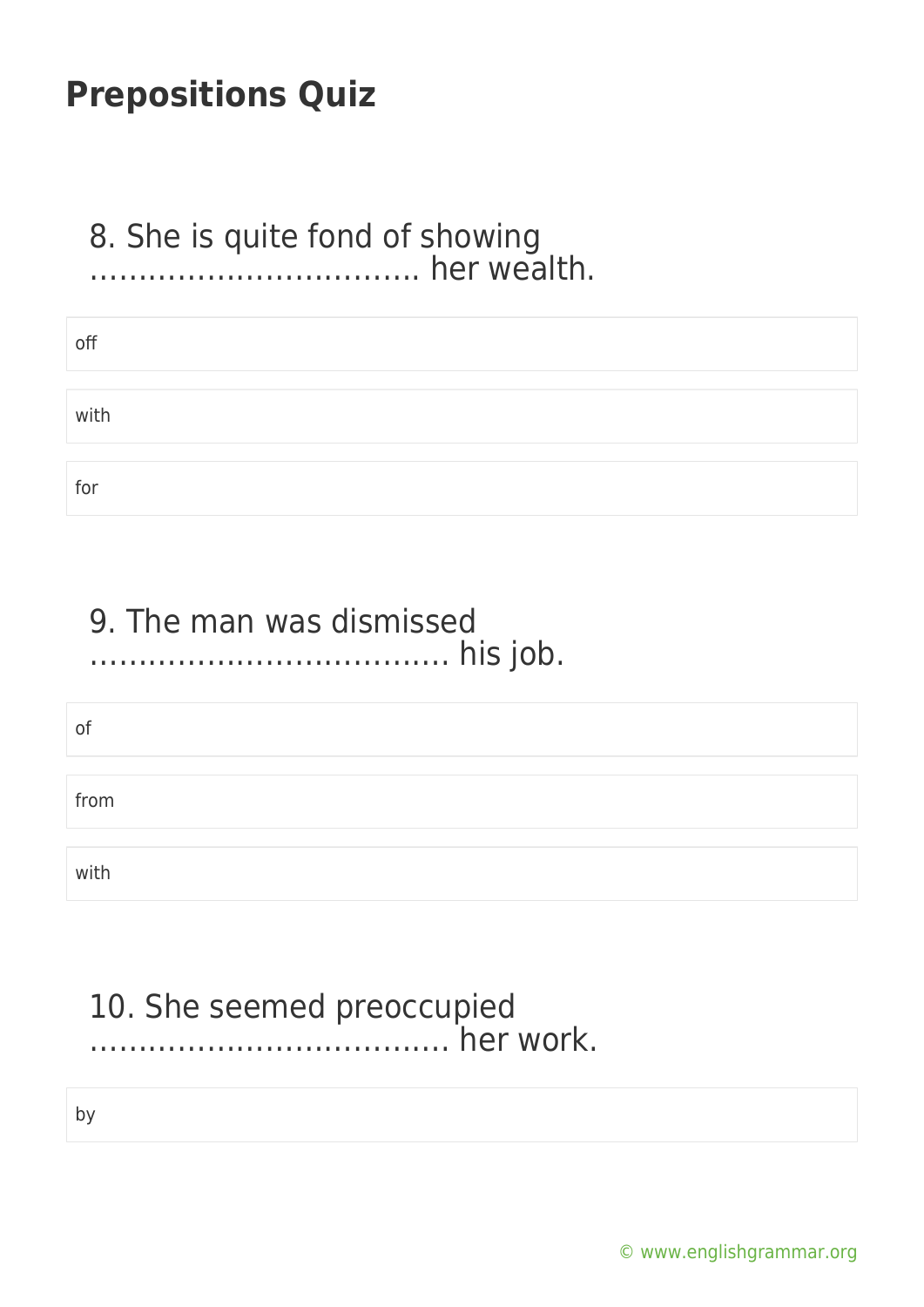## Prepositions Quiz

8. She is quite fond of showing …………………………….. her wealth.

- off
- with
- for

9. The man was dismissed ………………………………. his job.

- of
- from
- with

10. She seemed preoccupied ………………………………. her work.

- by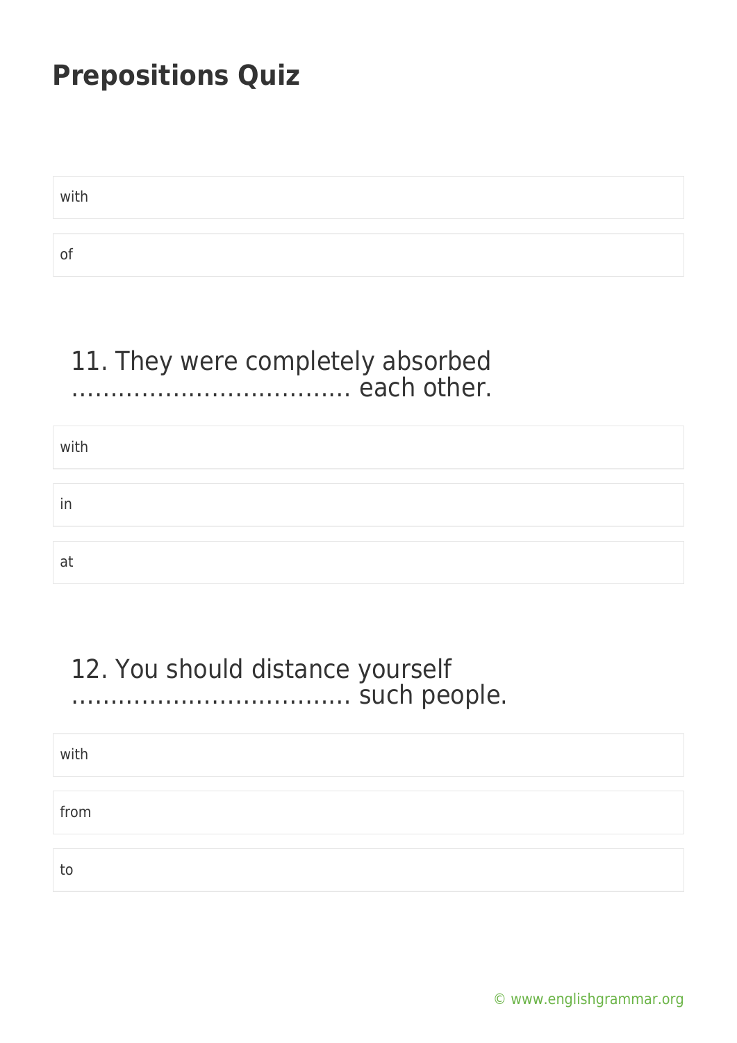# Prepositions Quiz

with

of

11. They were completely absorbed ……………………………… each other.

with

in

at

12. You should distance yourself ……………………………… such people.

with

from

to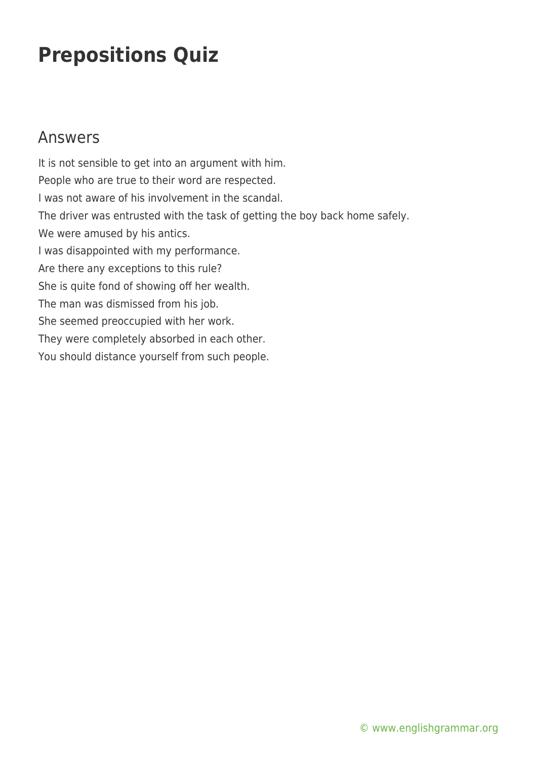# Prepositions Quiz

## Answers

It is not sensible to get into an argument with him.
People who are true to their word are respected.
I was not aware of his involvement in the scandal.
The driver was entrusted with the task of getting the boy back home safely.
We were amused by his antics.
I was disappointed with my performance.
Are there any exceptions to this rule?
She is quite fond of showing off her wealth.
The man was dismissed from his job.
She seemed preoccupied with her work.
They were completely absorbed in each other.
You should distance yourself from such people.